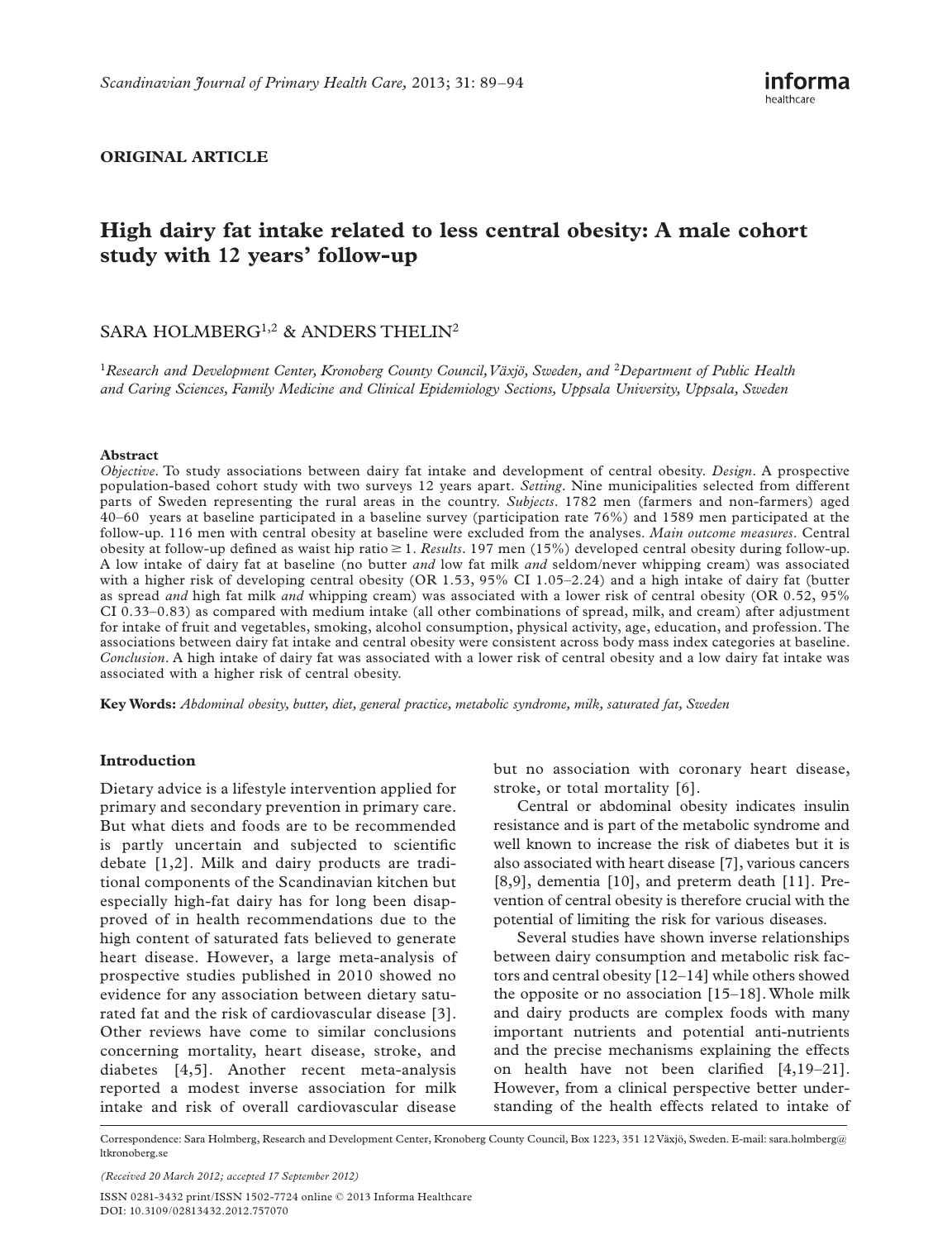**ORIGINAL ARTICLE**

# High dairy fat intake related to less central obesity: A male cohort study with 12 years' follow-up

SARA HOLMBERG[1,2] & ANDERS THELIN[2]

[1]*Research and Development Center, Kronoberg County Council, Växjö, Sweden, and* [2]*Department of Public Health and Caring Sciences, Family Medicine and Clinical Epidemiology Sections, Uppsala University, Uppsala, Sweden*

### Abstract

*Objective*. To study associations between dairy fat intake and development of central obesity. *Design*. A prospective population-based cohort study with two surveys 12 years apart. *Setting*. Nine municipalities selected from different parts of Sweden representing the rural areas in the country. *Subjects*. 1782 men (farmers and non-farmers) aged 40–60 years at baseline participated in a baseline survey (participation rate 76%) and 1589 men participated at the follow-up. 116 men with central obesity at baseline were excluded from the analyses. *Main outcome measures*. Central obesity at follow-up defined as waist hip ratio $\geq 1$. *Results*. 197 men (15%) developed central obesity during follow-up. A low intake of dairy fat at baseline (no butter *and* low fat milk *and* seldom/never whipping cream) was associated with a higher risk of developing central obesity (OR 1.53, 95% CI 1.05–2.24) and a high intake of dairy fat (butter as spread *and* high fat milk *and* whipping cream) was associated with a lower risk of central obesity (OR 0.52, 95% CI 0.33–0.83) as compared with medium intake (all other combinations of spread, milk, and cream) after adjustment for intake of fruit and vegetables, smoking, alcohol consumption, physical activity, age, education, and profession. The associations between dairy fat intake and central obesity were consistent across body mass index categories at baseline. *Conclusion*. A high intake of dairy fat was associated with a lower risk of central obesity and a low dairy fat intake was associated with a higher risk of central obesity.

**Key Words:** *Abdominal obesity, butter, diet, general practice, metabolic syndrome, milk, saturated fat, Sweden*

## Introduction

Dietary advice is a lifestyle intervention applied for primary and secondary prevention in primary care. But what diets and foods are to be recommended is partly uncertain and subjected to scientific debate [1,2]. Milk and dairy products are traditional components of the Scandinavian kitchen but especially high-fat dairy has for long been disapproved of in health recommendations due to the high content of saturated fats believed to generate heart disease. However, a large meta-analysis of prospective studies published in 2010 showed no evidence for any association between dietary saturated fat and the risk of cardiovascular disease [3]. Other reviews have come to similar conclusions concerning mortality, heart disease, stroke, and diabetes [4,5]. Another recent meta-analysis reported a modest inverse association for milk intake and risk of overall cardiovascular disease but no association with coronary heart disease, stroke, or total mortality [6].

Central or abdominal obesity indicates insulin resistance and is part of the metabolic syndrome and well known to increase the risk of diabetes but it is also associated with heart disease [7], various cancers [8,9], dementia [10], and preterm death [11]. Prevention of central obesity is therefore crucial with the potential of limiting the risk for various diseases.

Several studies have shown inverse relationships between dairy consumption and metabolic risk factors and central obesity [12–14] while others showed the opposite or no association [15–18]. Whole milk and dairy products are complex foods with many important nutrients and potential anti-nutrients and the precise mechanisms explaining the effects on health have not been clarified [4,19–21]. However, from a clinical perspective better understanding of the health effects related to intake of

Correspondence: Sara Holmberg, Research and Development Center, Kronoberg County Council, Box 1223, 351 12 Växjö, Sweden. E-mail: sara.holmberg@ltkronoberg.se

*(Received 20 March 2012; accepted 17 September 2012)*

ISSN 0281-3432 print/ISSN 1502-7724 online © 2013 Informa Healthcare
DOI: 10.3109/02813432.2012.757070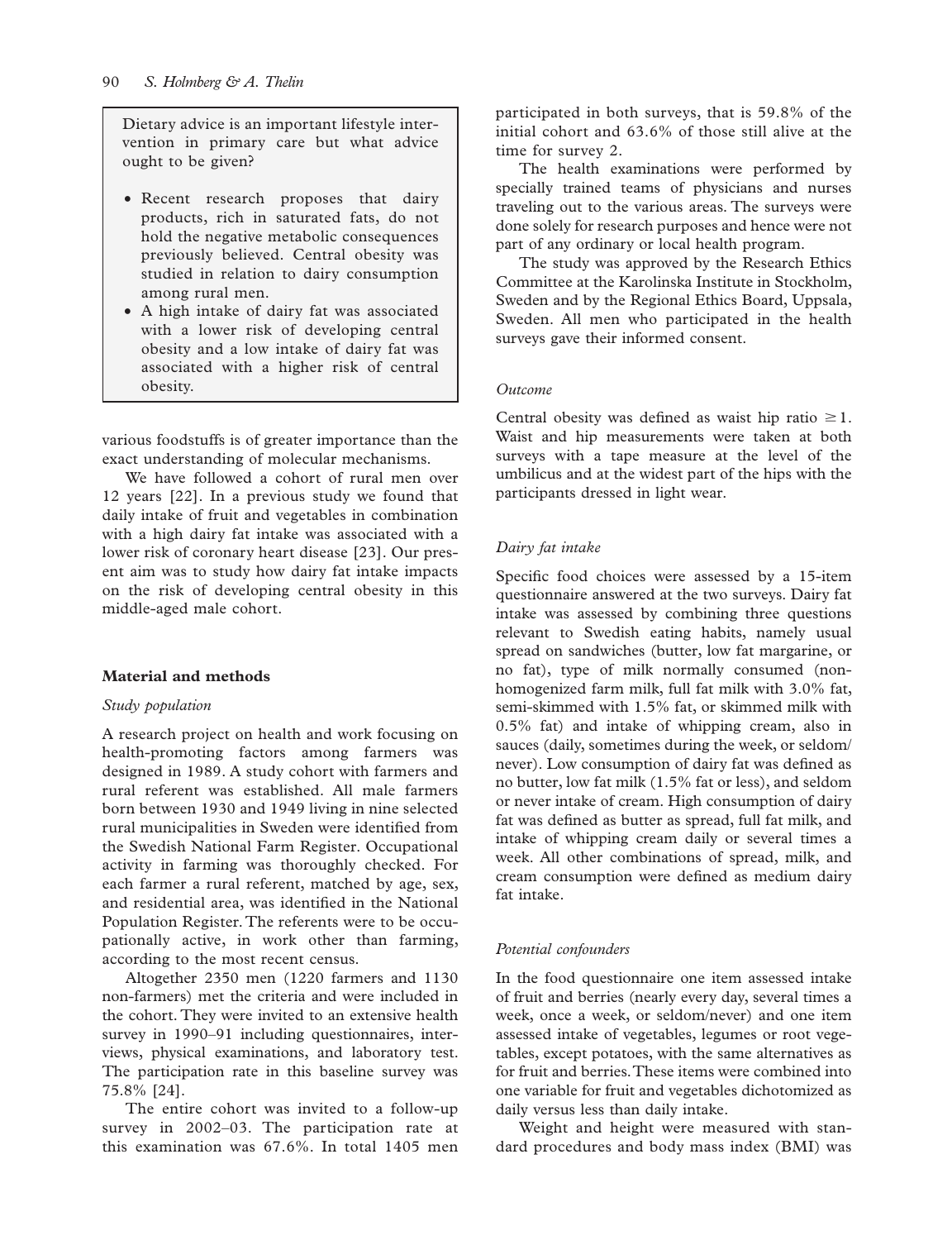> Dietary advice is an important lifestyle intervention in primary care but what advice ought to be given?
>
> - Recent research proposes that dairy products, rich in saturated fats, do not hold the negative metabolic consequences previously believed. Central obesity was studied in relation to dairy consumption among rural men.
> - A high intake of dairy fat was associated with a lower risk of developing central obesity and a low intake of dairy fat was associated with a higher risk of central obesity.

various foodstuffs is of greater importance than the exact understanding of molecular mechanisms.

We have followed a cohort of rural men over 12 years [22]. In a previous study we found that daily intake of fruit and vegetables in combination with a high dairy fat intake was associated with a lower risk of coronary heart disease [23]. Our present aim was to study how dairy fat intake impacts on the risk of developing central obesity in this middle-aged male cohort.

## Material and methods

### *Study population*

A research project on health and work focusing on health-promoting factors among farmers was designed in 1989. A study cohort with farmers and rural referent was established. All male farmers born between 1930 and 1949 living in nine selected rural municipalities in Sweden were identified from the Swedish National Farm Register. Occupational activity in farming was thoroughly checked. For each farmer a rural referent, matched by age, sex, and residential area, was identified in the National Population Register. The referents were to be occupationally active, in work other than farming, according to the most recent census.

Altogether 2350 men (1220 farmers and 1130 non-farmers) met the criteria and were included in the cohort. They were invited to an extensive health survey in 1990–91 including questionnaires, interviews, physical examinations, and laboratory test. The participation rate in this baseline survey was 75.8% [24].

The entire cohort was invited to a follow-up survey in 2002–03. The participation rate at this examination was 67.6%. In total 1405 men participated in both surveys, that is 59.8% of the initial cohort and 63.6% of those still alive at the time for survey 2.

The health examinations were performed by specially trained teams of physicians and nurses traveling out to the various areas. The surveys were done solely for research purposes and hence were not part of any ordinary or local health program.

The study was approved by the Research Ethics Committee at the Karolinska Institute in Stockholm, Sweden and by the Regional Ethics Board, Uppsala, Sweden. All men who participated in the health surveys gave their informed consent.

### *Outcome*

Central obesity was defined as waist hip ratio $\geq 1$. Waist and hip measurements were taken at both surveys with a tape measure at the level of the umbilicus and at the widest part of the hips with the participants dressed in light wear.

### *Dairy fat intake*

Specific food choices were assessed by a 15-item questionnaire answered at the two surveys. Dairy fat intake was assessed by combining three questions relevant to Swedish eating habits, namely usual spread on sandwiches (butter, low fat margarine, or no fat), type of milk normally consumed (non-homogenized farm milk, full fat milk with 3.0% fat, semi-skimmed with 1.5% fat, or skimmed milk with 0.5% fat) and intake of whipping cream, also in sauces (daily, sometimes during the week, or seldom/never). Low consumption of dairy fat was defined as no butter, low fat milk (1.5% fat or less), and seldom or never intake of cream. High consumption of dairy fat was defined as butter as spread, full fat milk, and intake of whipping cream daily or several times a week. All other combinations of spread, milk, and cream consumption were defined as medium dairy fat intake.

### *Potential confounders*

In the food questionnaire one item assessed intake of fruit and berries (nearly every day, several times a week, once a week, or seldom/never) and one item assessed intake of vegetables, legumes or root vegetables, except potatoes, with the same alternatives as for fruit and berries. These items were combined into one variable for fruit and vegetables dichotomized as daily versus less than daily intake.

Weight and height were measured with standard procedures and body mass index (BMI) was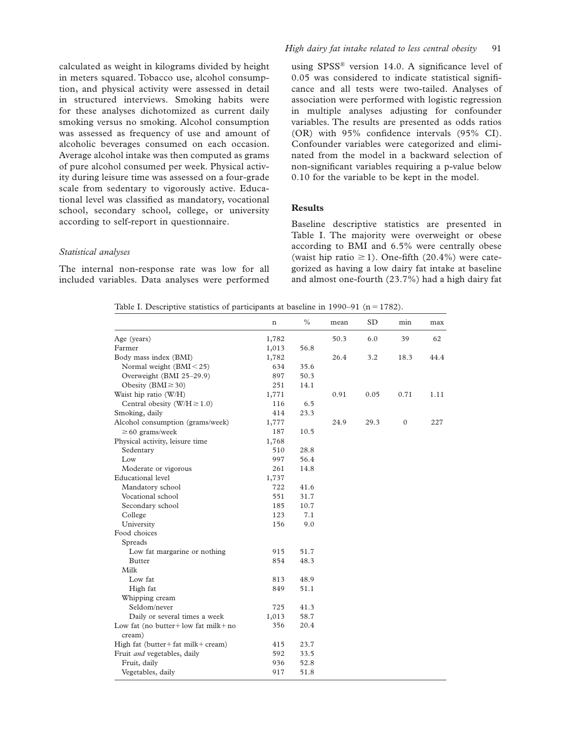calculated as weight in kilograms divided by height in meters squared. Tobacco use, alcohol consumption, and physical activity were assessed in detail in structured interviews. Smoking habits were for these analyses dichotomized as current daily smoking versus no smoking. Alcohol consumption was assessed as frequency of use and amount of alcoholic beverages consumed on each occasion. Average alcohol intake was then computed as grams of pure alcohol consumed per week. Physical activity during leisure time was assessed on a four-grade scale from sedentary to vigorously active. Educational level was classified as mandatory, vocational school, secondary school, college, or university according to self-report in questionnaire.

### *Statistical analyses*

The internal non-response rate was low for all included variables. Data analyses were performed using SPSS® version 14.0. A significance level of 0.05 was considered to indicate statistical significance and all tests were two-tailed. Analyses of association were performed with logistic regression in multiple analyses adjusting for confounder variables. The results are presented as odds ratios (OR) with 95% confidence intervals (95% CI). Confounder variables were categorized and eliminated from the model in a backward selection of non-significant variables requiring a p-value below 0.10 for the variable to be kept in the model.

## Results

Baseline descriptive statistics are presented in Table I. The majority were overweight or obese according to BMI and 6.5% were centrally obese (waist hip ratio $\geq 1$). One-fifth (20.4%) were categorized as having a low dairy fat intake at baseline and almost one-fourth (23.7%) had a high dairy fat

Table I. Descriptive statistics of participants at baseline in 1990–91 (n = 1782).

| | n | % | mean | SD | min | max |
|---|---|---|---|---|---|---|
| Age (years) | 1,782 | | 50.3 | 6.0 | 39 | 62 |
| Farmer | 1,013 | 56.8 | | | | |
| Body mass index (BMI) | 1,782 | | 26.4 | 3.2 | 18.3 | 44.4 |
| Normal weight (BMI < 25) | 634 | 35.6 | | | | |
| Overweight (BMI 25–29.9) | 897 | 50.3 | | | | |
| Obesity (BMI ≥ 30) | 251 | 14.1 | | | | |
| Waist hip ratio (W/H) | 1,771 | | 0.91 | 0.05 | 0.71 | 1.11 |
| Central obesity (W/H ≥ 1.0) | 116 | 6.5 | | | | |
| Smoking, daily | 414 | 23.3 | | | | |
| Alcohol consumption (grams/week) | 1,777 | | 24.9 | 29.3 | 0 | 227 |
| ≥ 60 grams/week | 187 | 10.5 | | | | |
| Physical activity, leisure time | 1,768 | | | | | |
| Sedentary | 510 | 28.8 | | | | |
| Low | 997 | 56.4 | | | | |
| Moderate or vigorous | 261 | 14.8 | | | | |
| Educational level | 1,737 | | | | | |
| Mandatory school | 722 | 41.6 | | | | |
| Vocational school | 551 | 31.7 | | | | |
| Secondary school | 185 | 10.7 | | | | |
| College | 123 | 7.1 | | | | |
| University | 156 | 9.0 | | | | |
| Food choices | | | | | | |
| Spreads | | | | | | |
| Low fat margarine or nothing | 915 | 51.7 | | | | |
| Butter | 854 | 48.3 | | | | |
| Milk | | | | | | |
| Low fat | 813 | 48.9 | | | | |
| High fat | 849 | 51.1 | | | | |
| Whipping cream | | | | | | |
| Seldom/never | 725 | 41.3 | | | | |
| Daily or several times a week | 1,013 | 58.7 | | | | |
| Low fat (no butter + low fat milk + no cream) | 356 | 20.4 | | | | |
| High fat (butter + fat milk + cream) | 415 | 23.7 | | | | |
| Fruit *and* vegetables, daily | 592 | 33.5 | | | | |
| Fruit, daily | 936 | 52.8 | | | | |
| Vegetables, daily | 917 | 51.8 | | | | |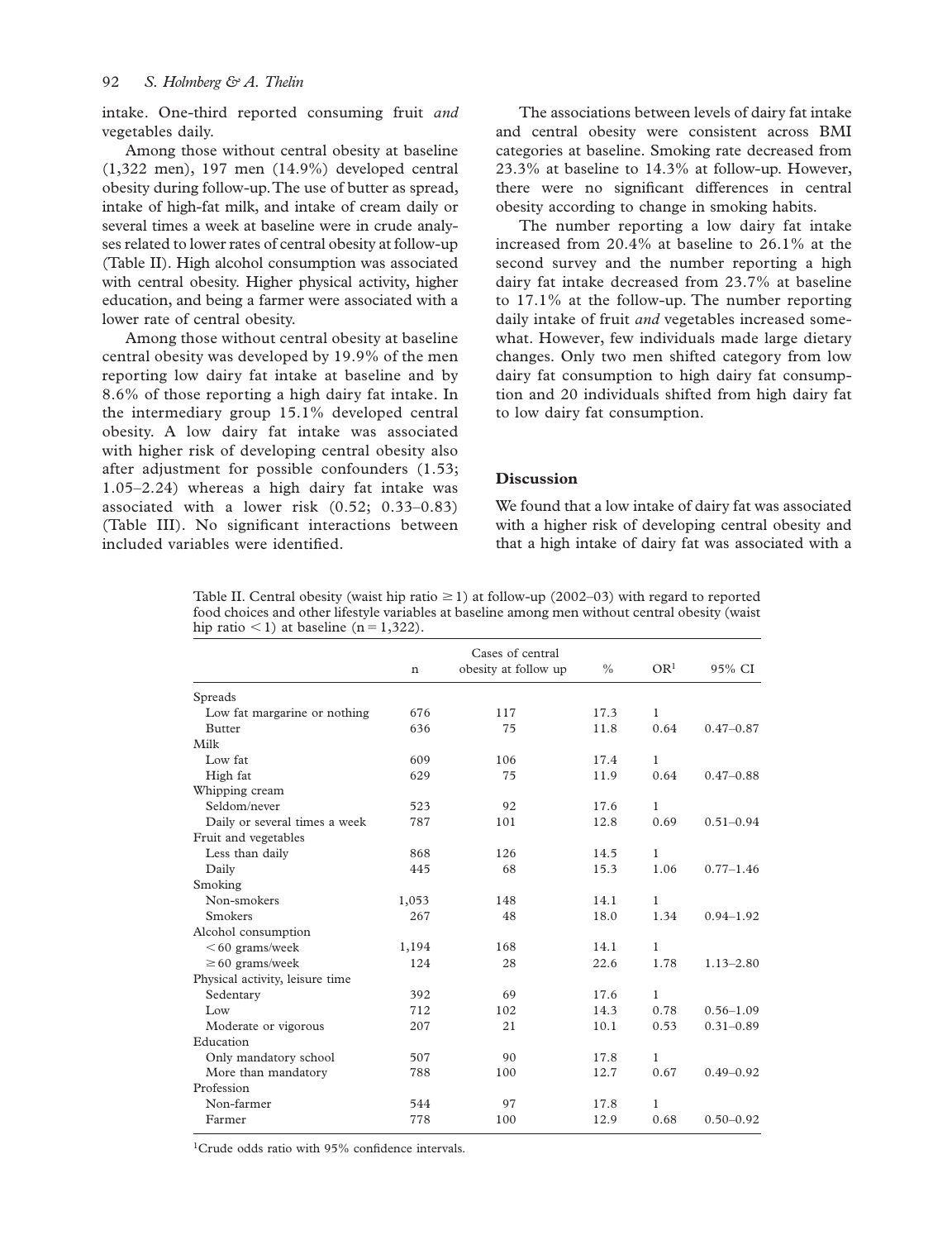intake. One-third reported consuming fruit *and* vegetables daily.

Among those without central obesity at baseline (1,322 men), 197 men (14.9%) developed central obesity during follow-up. The use of butter as spread, intake of high-fat milk, and intake of cream daily or several times a week at baseline were in crude analyses related to lower rates of central obesity at follow-up (Table II). High alcohol consumption was associated with central obesity. Higher physical activity, higher education, and being a farmer were associated with a lower rate of central obesity.

Among those without central obesity at baseline central obesity was developed by 19.9% of the men reporting low dairy fat intake at baseline and by 8.6% of those reporting a high dairy fat intake. In the intermediary group 15.1% developed central obesity. A low dairy fat intake was associated with higher risk of developing central obesity also after adjustment for possible confounders (1.53; 1.05–2.24) whereas a high dairy fat intake was associated with a lower risk (0.52; 0.33–0.83) (Table III). No significant interactions between included variables were identified.

The associations between levels of dairy fat intake and central obesity were consistent across BMI categories at baseline. Smoking rate decreased from 23.3% at baseline to 14.3% at follow-up. However, there were no significant differences in central obesity according to change in smoking habits.

The number reporting a low dairy fat intake increased from 20.4% at baseline to 26.1% at the second survey and the number reporting a high dairy fat intake decreased from 23.7% at baseline to 17.1% at the follow-up. The number reporting daily intake of fruit *and* vegetables increased somewhat. However, few individuals made large dietary changes. Only two men shifted category from low dairy fat consumption to high dairy fat consumption and 20 individuals shifted from high dairy fat to low dairy fat consumption.

## Discussion

We found that a low intake of dairy fat was associated with a higher risk of developing central obesity and that a high intake of dairy fat was associated with a

Table II. Central obesity (waist hip ratio $\geq 1$) at follow-up (2002–03) with regard to reported food choices and other lifestyle variables at baseline among men without central obesity (waist hip ratio $< 1$) at baseline ($n = 1{,}322$).

| | n | Cases of central obesity at follow up | % | OR[1] | 95% CI |
|---|---|---|---|---|---|
| Spreads | | | | | |
| Low fat margarine or nothing | 676 | 117 | 17.3 | 1 | |
| Butter | 636 | 75 | 11.8 | 0.64 | 0.47–0.87 |
| Milk | | | | | |
| Low fat | 609 | 106 | 17.4 | 1 | |
| High fat | 629 | 75 | 11.9 | 0.64 | 0.47–0.88 |
| Whipping cream | | | | | |
| Seldom/never | 523 | 92 | 17.6 | 1 | |
| Daily or several times a week | 787 | 101 | 12.8 | 0.69 | 0.51–0.94 |
| Fruit and vegetables | | | | | |
| Less than daily | 868 | 126 | 14.5 | 1 | |
| Daily | 445 | 68 | 15.3 | 1.06 | 0.77–1.46 |
| Smoking | | | | | |
| Non-smokers | 1,053 | 148 | 14.1 | 1 | |
| Smokers | 267 | 48 | 18.0 | 1.34 | 0.94–1.92 |
| Alcohol consumption | | | | | |
| < 60 grams/week | 1,194 | 168 | 14.1 | 1 | |
| ≥ 60 grams/week | 124 | 28 | 22.6 | 1.78 | 1.13–2.80 |
| Physical activity, leisure time | | | | | |
| Sedentary | 392 | 69 | 17.6 | 1 | |
| Low | 712 | 102 | 14.3 | 0.78 | 0.56–1.09 |
| Moderate or vigorous | 207 | 21 | 10.1 | 0.53 | 0.31–0.89 |
| Education | | | | | |
| Only mandatory school | 507 | 90 | 17.8 | 1 | |
| More than mandatory | 788 | 100 | 12.7 | 0.67 | 0.49–0.92 |
| Profession | | | | | |
| Non-farmer | 544 | 97 | 17.8 | 1 | |
| Farmer | 778 | 100 | 12.9 | 0.68 | 0.50–0.92 |

[1]Crude odds ratio with 95% confidence intervals.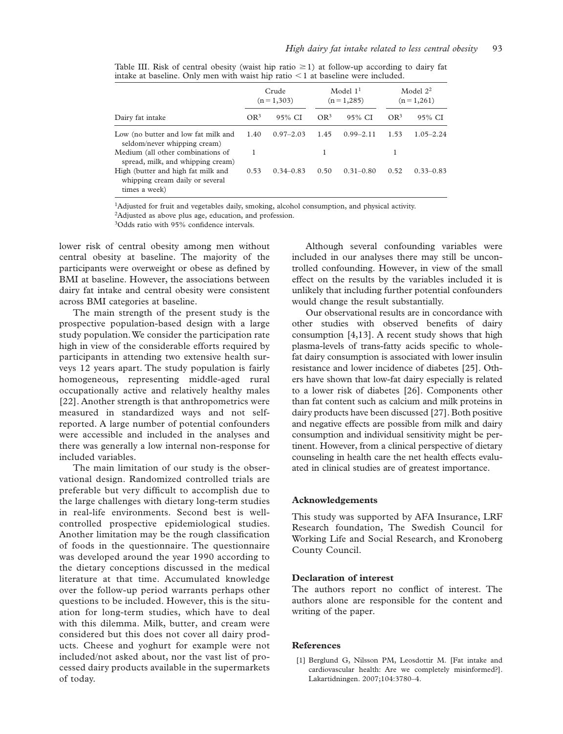Table III. Risk of central obesity (waist hip ratio ≥1) at follow-up according to dairy fat intake at baseline. Only men with waist hip ratio <1 at baseline were included.

| | Crude (n = 1,303) | | Model 1[1] (n = 1,285) | | Model 2[2] (n = 1,261) | |
|---|---|---|---|---|---|---|
| Dairy fat intake | OR[3] | 95% CI | OR[3] | 95% CI | OR[3] | 95% CI |
| Low (no butter and low fat milk and seldom/never whipping cream) | 1.40 | 0.97–2.03 | 1.45 | 0.99–2.11 | 1.53 | 1.05–2.24 |
| Medium (all other combinations of spread, milk, and whipping cream) | 1 | | 1 | | 1 | |
| High (butter and high fat milk and whipping cream daily or several times a week) | 0.53 | 0.34–0.83 | 0.50 | 0.31–0.80 | 0.52 | 0.33–0.83 |

[1]Adjusted for fruit and vegetables daily, smoking, alcohol consumption, and physical activity.
[2]Adjusted as above plus age, education, and profession.
[3]Odds ratio with 95% confidence intervals.

lower risk of central obesity among men without central obesity at baseline. The majority of the participants were overweight or obese as defined by BMI at baseline. However, the associations between dairy fat intake and central obesity were consistent across BMI categories at baseline.

The main strength of the present study is the prospective population-based design with a large study population. We consider the participation rate high in view of the considerable efforts required by participants in attending two extensive health surveys 12 years apart. The study population is fairly homogeneous, representing middle-aged rural occupationally active and relatively healthy males [22]. Another strength is that anthropometrics were measured in standardized ways and not self-reported. A large number of potential confounders were accessible and included in the analyses and there was generally a low internal non-response for included variables.

The main limitation of our study is the observational design. Randomized controlled trials are preferable but very difficult to accomplish due to the large challenges with dietary long-term studies in real-life environments. Second best is well-controlled prospective epidemiological studies. Another limitation may be the rough classification of foods in the questionnaire. The questionnaire was developed around the year 1990 according to the dietary conceptions discussed in the medical literature at that time. Accumulated knowledge over the follow-up period warrants perhaps other questions to be included. However, this is the situation for long-term studies, which have to deal with this dilemma. Milk, butter, and cream were considered but this does not cover all dairy products. Cheese and yoghurt for example were not included/not asked about, nor the vast list of processed dairy products available in the supermarkets of today.

Although several confounding variables were included in our analyses there may still be uncontrolled confounding. However, in view of the small effect on the results by the variables included it is unlikely that including further potential confounders would change the result substantially.

Our observational results are in concordance with other studies with observed benefits of dairy consumption [4,13]. A recent study shows that high plasma-levels of trans-fatty acids specific to whole-fat dairy consumption is associated with lower insulin resistance and lower incidence of diabetes [25]. Others have shown that low-fat dairy especially is related to a lower risk of diabetes [26]. Components other than fat content such as calcium and milk proteins in dairy products have been discussed [27]. Both positive and negative effects are possible from milk and dairy consumption and individual sensitivity might be pertinent. However, from a clinical perspective of dietary counseling in health care the net health effects evaluated in clinical studies are of greatest importance.

### Acknowledgements

This study was supported by AFA Insurance, LRF Research foundation, The Swedish Council for Working Life and Social Research, and Kronoberg County Council.

### Declaration of interest

The authors report no conflict of interest. The authors alone are responsible for the content and writing of the paper.

### References

[1] Berglund G, Nilsson PM, Leosdottir M. [Fat intake and cardiovascular health: Are we completely misinformed?]. Lakartidningen. 2007;104:3780–4.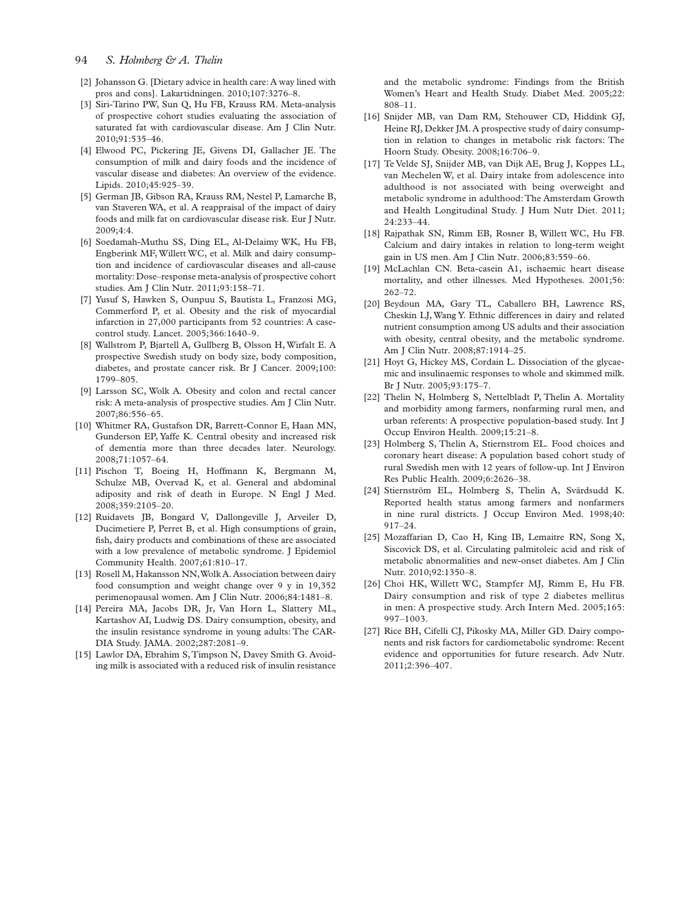[2] Johansson G. [Dietary advice in health care: A way lined with pros and cons]. Lakartidningen. 2010;107:3276–8.

[3] Siri-Tarino PW, Sun Q, Hu FB, Krauss RM. Meta-analysis of prospective cohort studies evaluating the association of saturated fat with cardiovascular disease. Am J Clin Nutr. 2010;91:535–46.

[4] Elwood PC, Pickering JE, Givens DI, Gallacher JE. The consumption of milk and dairy foods and the incidence of vascular disease and diabetes: An overview of the evidence. Lipids. 2010;45:925–39.

[5] German JB, Gibson RA, Krauss RM, Nestel P, Lamarche B, van Staveren WA, et al. A reappraisal of the impact of dairy foods and milk fat on cardiovascular disease risk. Eur J Nutr. 2009;4:4.

[6] Soedamah-Muthu SS, Ding EL, Al-Delaimy WK, Hu FB, Engberink MF, Willett WC, et al. Milk and dairy consumption and incidence of cardiovascular diseases and all-cause mortality: Dose–response meta-analysis of prospective cohort studies. Am J Clin Nutr. 2011;93:158–71.

[7] Yusuf S, Hawken S, Ounpuu S, Bautista L, Franzosi MG, Commerford P, et al. Obesity and the risk of myocardial infarction in 27,000 participants from 52 countries: A case-control study. Lancet. 2005;366:1640–9.

[8] Wallstrom P, Bjartell A, Gullberg B, Olsson H, Wirfalt E. A prospective Swedish study on body size, body composition, diabetes, and prostate cancer risk. Br J Cancer. 2009;100: 1799–805.

[9] Larsson SC, Wolk A. Obesity and colon and rectal cancer risk: A meta-analysis of prospective studies. Am J Clin Nutr. 2007;86:556–65.

[10] Whitmer RA, Gustafson DR, Barrett-Connor E, Haan MN, Gunderson EP, Yaffe K. Central obesity and increased risk of dementia more than three decades later. Neurology. 2008;71:1057–64.

[11] Pischon T, Boeing H, Hoffmann K, Bergmann M, Schulze MB, Overvad K, et al. General and abdominal adiposity and risk of death in Europe. N Engl J Med. 2008;359:2105–20.

[12] Ruidavets JB, Bongard V, Dallongeville J, Arveiler D, Ducimetiere P, Perret B, et al. High consumptions of grain, fish, dairy products and combinations of these are associated with a low prevalence of metabolic syndrome. J Epidemiol Community Health. 2007;61:810–17.

[13] Rosell M, Hakansson NN, Wolk A. Association between dairy food consumption and weight change over 9 y in 19,352 perimenopausal women. Am J Clin Nutr. 2006;84:1481–8.

[14] Pereira MA, Jacobs DR, Jr, Van Horn L, Slattery ML, Kartashov AI, Ludwig DS. Dairy consumption, obesity, and the insulin resistance syndrome in young adults: The CARDIA Study. JAMA. 2002;287:2081–9.

[15] Lawlor DA, Ebrahim S, Timpson N, Davey Smith G. Avoiding milk is associated with a reduced risk of insulin resistance and the metabolic syndrome: Findings from the British Women's Heart and Health Study. Diabet Med. 2005;22: 808–11.

[16] Snijder MB, van Dam RM, Stehouwer CD, Hiddink GJ, Heine RJ, Dekker JM. A prospective study of dairy consumption in relation to changes in metabolic risk factors: The Hoorn Study. Obesity. 2008;16:706–9.

[17] Te Velde SJ, Snijder MB, van Dijk AE, Brug J, Koppes LL, van Mechelen W, et al. Dairy intake from adolescence into adulthood is not associated with being overweight and metabolic syndrome in adulthood: The Amsterdam Growth and Health Longitudinal Study. J Hum Nutr Diet. 2011; 24:233–44.

[18] Rajpathak SN, Rimm EB, Rosner B, Willett WC, Hu FB. Calcium and dairy intakes in relation to long-term weight gain in US men. Am J Clin Nutr. 2006;83:559–66.

[19] McLachlan CN. Beta-casein A1, ischaemic heart disease mortality, and other illnesses. Med Hypotheses. 2001;56: 262–72.

[20] Beydoun MA, Gary TL, Caballero BH, Lawrence RS, Cheskin LJ, Wang Y. Ethnic differences in dairy and related nutrient consumption among US adults and their association with obesity, central obesity, and the metabolic syndrome. Am J Clin Nutr. 2008;87:1914–25.

[21] Hoyt G, Hickey MS, Cordain L. Dissociation of the glycaemic and insulinaemic responses to whole and skimmed milk. Br J Nutr. 2005;93:175–7.

[22] Thelin N, Holmberg S, Nettelbladt P, Thelin A. Mortality and morbidity among farmers, nonfarming rural men, and urban referents: A prospective population-based study. Int J Occup Environ Health. 2009;15:21–8.

[23] Holmberg S, Thelin A, Stiernstrom EL. Food choices and coronary heart disease: A population based cohort study of rural Swedish men with 12 years of follow-up. Int J Environ Res Public Health. 2009;6:2626–38.

[24] Stiernström EL, Holmberg S, Thelin A, Svärdsudd K. Reported health status among farmers and nonfarmers in nine rural districts. J Occup Environ Med. 1998;40: 917–24.

[25] Mozaffarian D, Cao H, King IB, Lemaitre RN, Song X, Siscovick DS, et al. Circulating palmitoleic acid and risk of metabolic abnormalities and new-onset diabetes. Am J Clin Nutr. 2010;92:1350–8.

[26] Choi HK, Willett WC, Stampfer MJ, Rimm E, Hu FB. Dairy consumption and risk of type 2 diabetes mellitus in men: A prospective study. Arch Intern Med. 2005;165: 997–1003.

[27] Rice BH, Cifelli CJ, Pikosky MA, Miller GD. Dairy components and risk factors for cardiometabolic syndrome: Recent evidence and opportunities for future research. Adv Nutr. 2011;2:396–407.